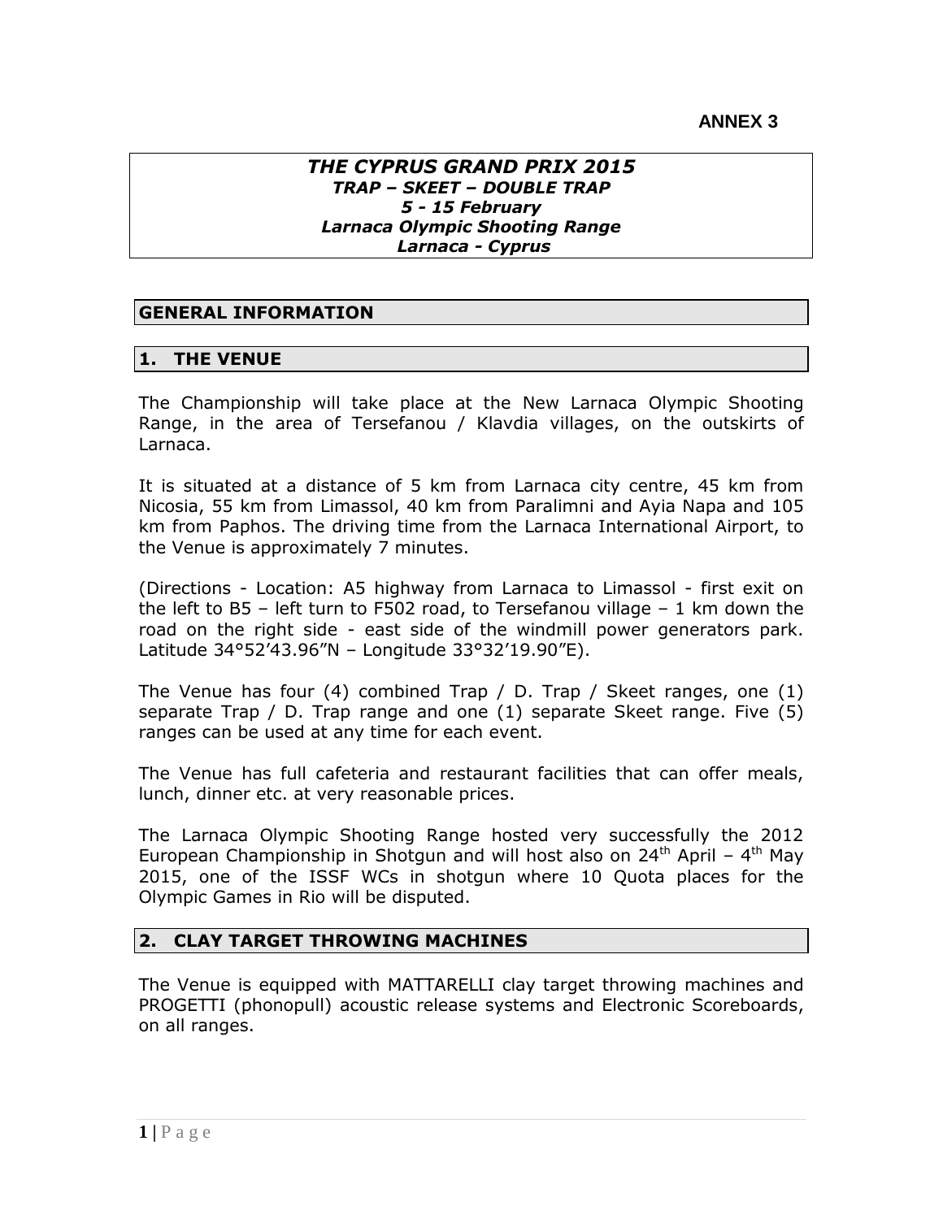**ANNEX 3**

***THE CYPRUS GRAND PRIX 2015***
***TRAP – SKEET – DOUBLE TRAP***
***5 - 15 February***
***Larnaca Olympic Shooting Range***
***Larnaca - Cyprus***

## GENERAL INFORMATION

## 1. THE VENUE

The Championship will take place at the New Larnaca Olympic Shooting Range, in the area of Tersefanou / Klavdia villages, on the outskirts of Larnaca.

It is situated at a distance of 5 km from Larnaca city centre, 45 km from Nicosia, 55 km from Limassol, 40 km from Paralimni and Ayia Napa and 105 km from Paphos. The driving time from the Larnaca International Airport, to the Venue is approximately 7 minutes.

(Directions - Location: A5 highway from Larnaca to Limassol - first exit on the left to B5 – left turn to F502 road, to Tersefanou village – 1 km down the road on the right side - east side of the windmill power generators park. Latitude 34°52'43.96"N – Longitude 33°32'19.90"E).

The Venue has four (4) combined Trap / D. Trap / Skeet ranges, one (1) separate Trap / D. Trap range and one (1) separate Skeet range. Five (5) ranges can be used at any time for each event.

The Venue has full cafeteria and restaurant facilities that can offer meals, lunch, dinner etc. at very reasonable prices.

The Larnaca Olympic Shooting Range hosted very successfully the 2012 European Championship in Shotgun and will host also on 24th April – 4th May 2015, one of the ISSF WCs in shotgun where 10 Quota places for the Olympic Games in Rio will be disputed.

## 2. CLAY TARGET THROWING MACHINES

The Venue is equipped with MATTARELLI clay target throwing machines and PROGETTI (phonopull) acoustic release systems and Electronic Scoreboards, on all ranges.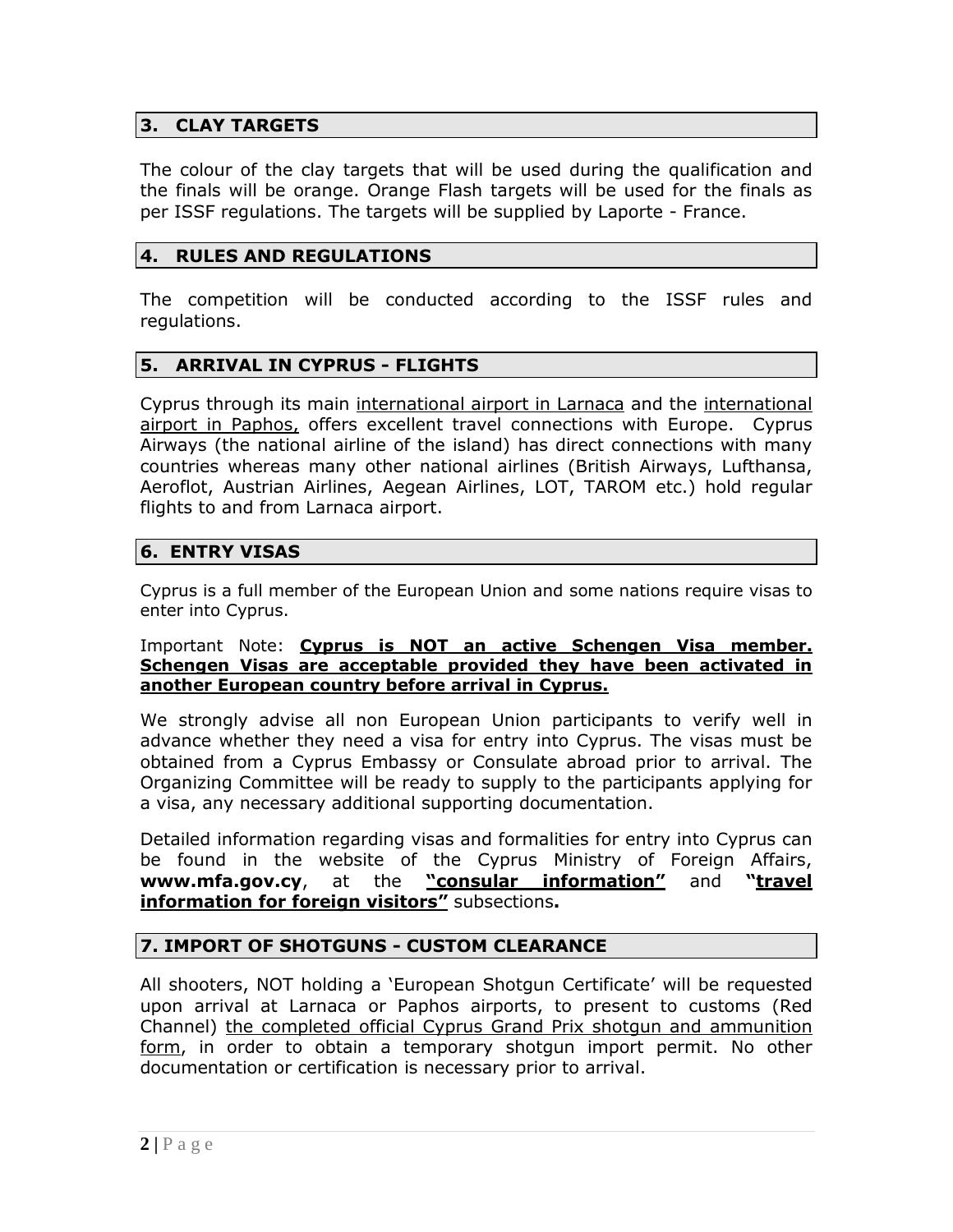## 3. CLAY TARGETS

The colour of the clay targets that will be used during the qualification and the finals will be orange. Orange Flash targets will be used for the finals as per ISSF regulations. The targets will be supplied by Laporte - France.

## 4. RULES AND REGULATIONS

The competition will be conducted according to the ISSF rules and regulations.

## 5. ARRIVAL IN CYPRUS - FLIGHTS

Cyprus through its main international airport in Larnaca and the international airport in Paphos, offers excellent travel connections with Europe. Cyprus Airways (the national airline of the island) has direct connections with many countries whereas many other national airlines (British Airways, Lufthansa, Aeroflot, Austrian Airlines, Aegean Airlines, LOT, TAROM etc.) hold regular flights to and from Larnaca airport.

## 6. ENTRY VISAS

Cyprus is a full member of the European Union and some nations require visas to enter into Cyprus.

Important Note: **Cyprus is NOT an active Schengen Visa member. Schengen Visas are acceptable provided they have been activated in another European country before arrival in Cyprus.**

We strongly advise all non European Union participants to verify well in advance whether they need a visa for entry into Cyprus. The visas must be obtained from a Cyprus Embassy or Consulate abroad prior to arrival. The Organizing Committee will be ready to supply to the participants applying for a visa, any necessary additional supporting documentation.

Detailed information regarding visas and formalities for entry into Cyprus can be found in the website of the Cyprus Ministry of Foreign Affairs, **www.mfa.gov.cy**, at the **"consular information"** and **"travel information for foreign visitors"** subsections**.**

## 7. IMPORT OF SHOTGUNS - CUSTOM CLEARANCE

All shooters, NOT holding a 'European Shotgun Certificate' will be requested upon arrival at Larnaca or Paphos airports, to present to customs (Red Channel) the completed official Cyprus Grand Prix shotgun and ammunition form, in order to obtain a temporary shotgun import permit. No other documentation or certification is necessary prior to arrival.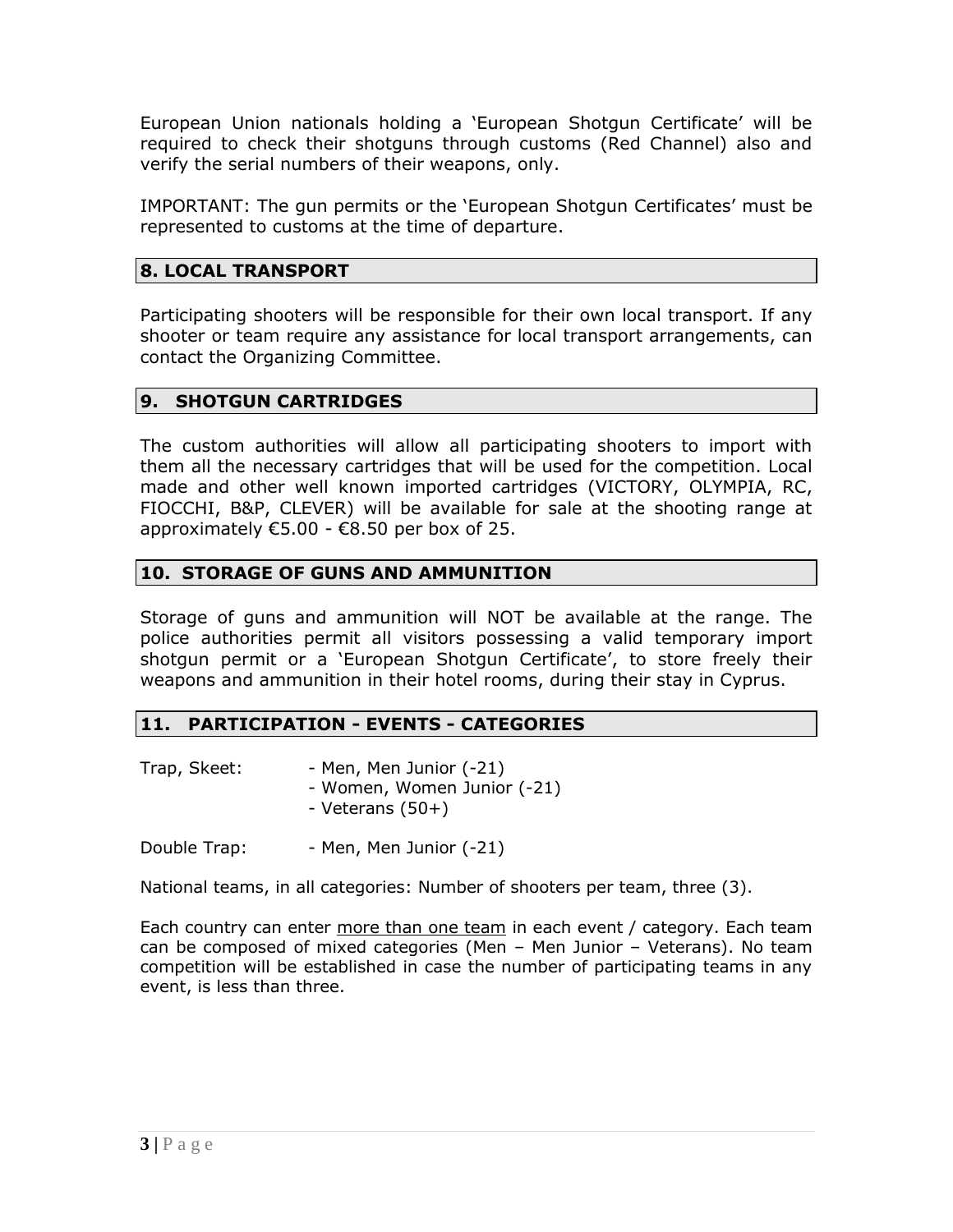European Union nationals holding a 'European Shotgun Certificate' will be required to check their shotguns through customs (Red Channel) also and verify the serial numbers of their weapons, only.

IMPORTANT: The gun permits or the 'European Shotgun Certificates' must be represented to customs at the time of departure.

## 8. LOCAL TRANSPORT

Participating shooters will be responsible for their own local transport. If any shooter or team require any assistance for local transport arrangements, can contact the Organizing Committee.

## 9. SHOTGUN CARTRIDGES

The custom authorities will allow all participating shooters to import with them all the necessary cartridges that will be used for the competition. Local made and other well known imported cartridges (VICTORY, OLYMPIA, RC, FIOCCHI, B&P, CLEVER) will be available for sale at the shooting range at approximately €5.00 - €8.50 per box of 25.

## 10. STORAGE OF GUNS AND AMMUNITION

Storage of guns and ammunition will NOT be available at the range. The police authorities permit all visitors possessing a valid temporary import shotgun permit or a 'European Shotgun Certificate', to store freely their weapons and ammunition in their hotel rooms, during their stay in Cyprus.

## 11. PARTICIPATION - EVENTS - CATEGORIES

Trap, Skeet:
- Men, Men Junior (-21)
- Women, Women Junior (-21)
- Veterans (50+)

Double Trap:
- Men, Men Junior (-21)

National teams, in all categories: Number of shooters per team, three (3).

Each country can enter more than one team in each event / category. Each team can be composed of mixed categories (Men – Men Junior – Veterans). No team competition will be established in case the number of participating teams in any event, is less than three.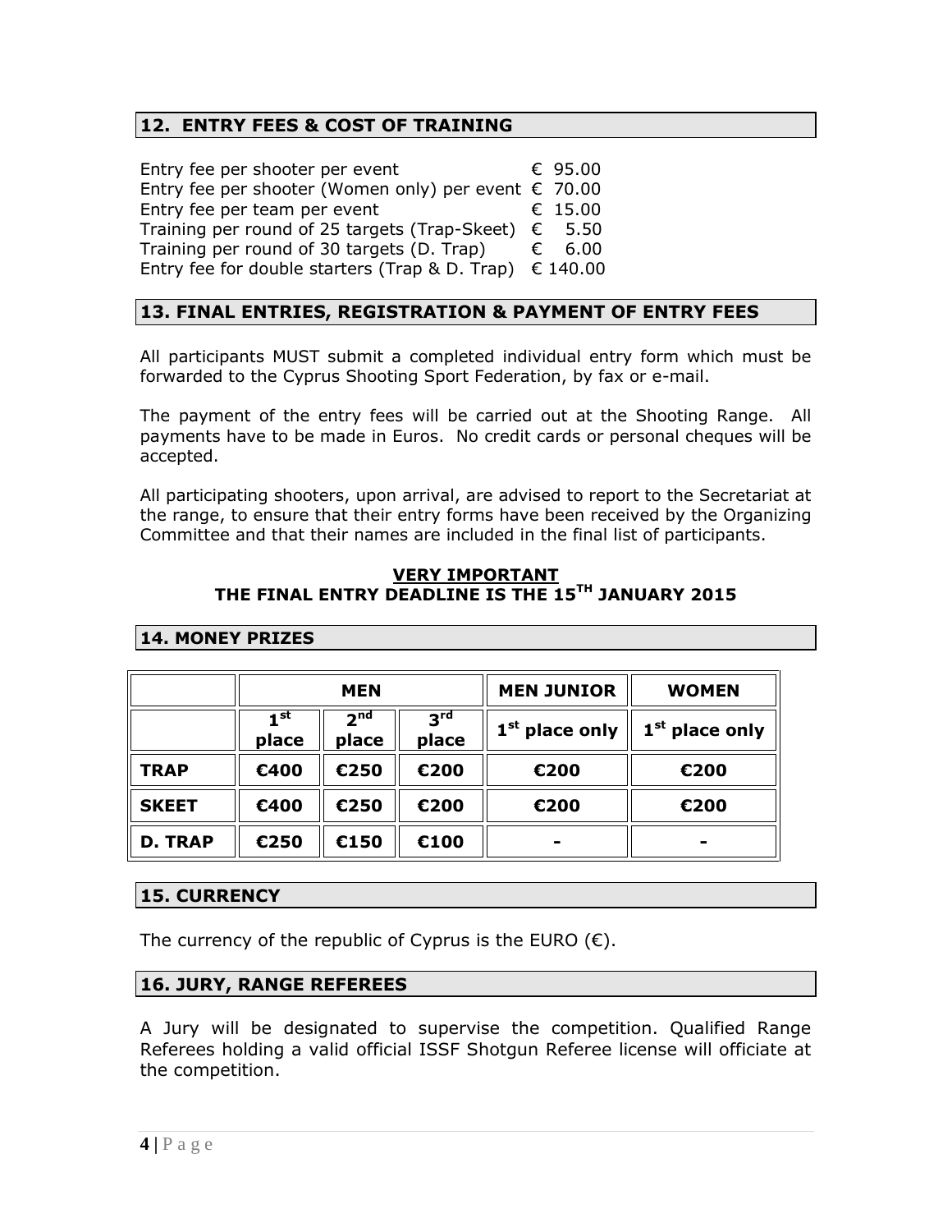## 12. ENTRY FEES & COST OF TRAINING

Entry fee per shooter per event € 95.00
Entry fee per shooter (Women only) per event € 70.00
Entry fee per team per event € 15.00
Training per round of 25 targets (Trap-Skeet) € 5.50
Training per round of 30 targets (D. Trap) € 6.00
Entry fee for double starters (Trap & D. Trap) € 140.00

## 13. FINAL ENTRIES, REGISTRATION & PAYMENT OF ENTRY FEES

All participants MUST submit a completed individual entry form which must be forwarded to the Cyprus Shooting Sport Federation, by fax or e-mail.

The payment of the entry fees will be carried out at the Shooting Range. All payments have to be made in Euros. No credit cards or personal cheques will be accepted.

All participating shooters, upon arrival, are advised to report to the Secretariat at the range, to ensure that their entry forms have been received by the Organizing Committee and that their names are included in the final list of participants.

**VERY IMPORTANT**
**THE FINAL ENTRY DEADLINE IS THE 15TH JANUARY 2015**

## 14. MONEY PRIZES

| | MEN | | | MEN JUNIOR | WOMEN |
|---|---|---|---|---|---|
| | 1st place | 2nd place | 3rd place | 1st place only | 1st place only |
| **TRAP** | €400 | €250 | €200 | €200 | €200 |
| **SKEET** | €400 | €250 | €200 | €200 | €200 |
| **D. TRAP** | €250 | €150 | €100 | - | - |

## 15. CURRENCY

The currency of the republic of Cyprus is the EURO (€).

## 16. JURY, RANGE REFEREES

A Jury will be designated to supervise the competition. Qualified Range Referees holding a valid official ISSF Shotgun Referee license will officiate at the competition.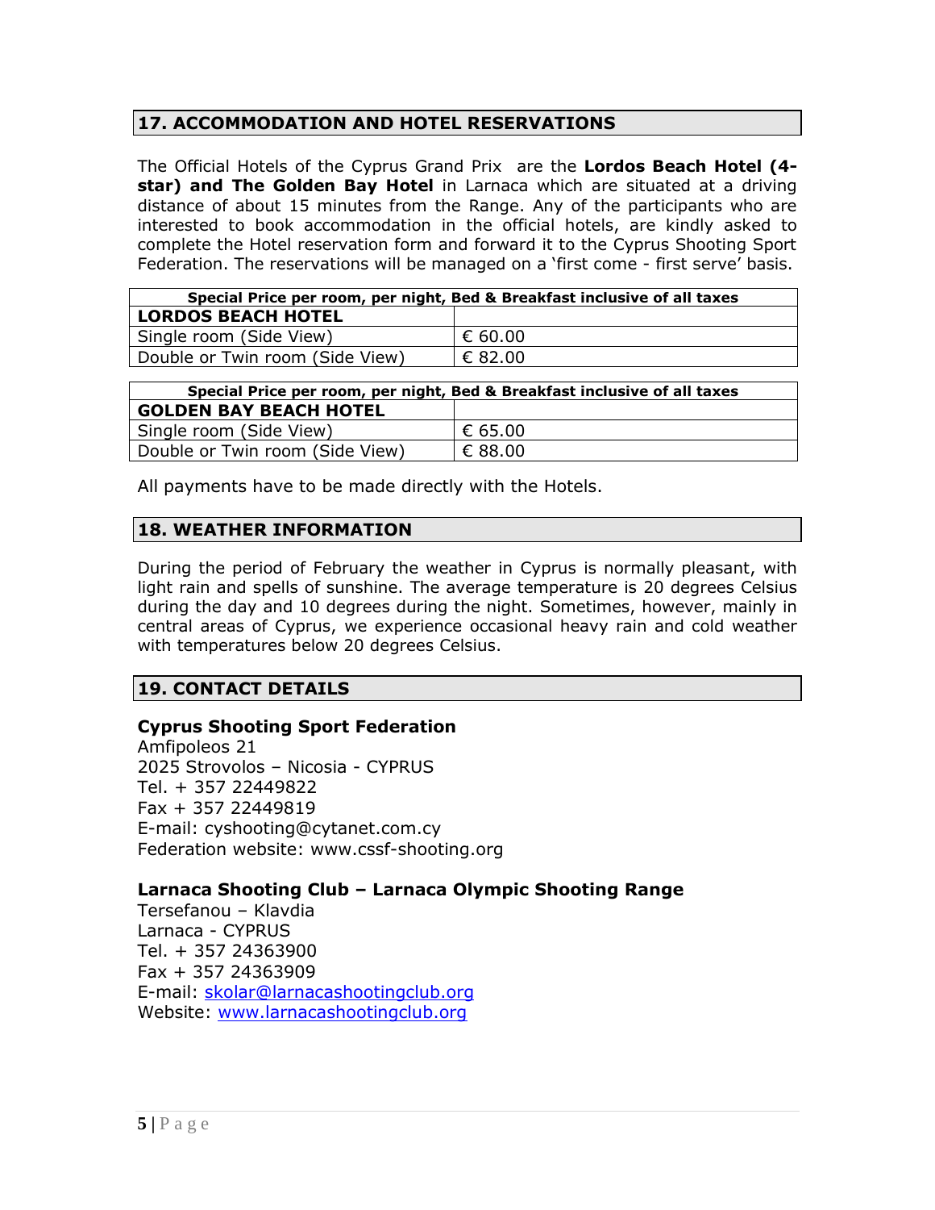## 17. ACCOMMODATION AND HOTEL RESERVATIONS

The Official Hotels of the Cyprus Grand Prix are the **Lordos Beach Hotel (4-star) and The Golden Bay Hotel** in Larnaca which are situated at a driving distance of about 15 minutes from the Range. Any of the participants who are interested to book accommodation in the official hotels, are kindly asked to complete the Hotel reservation form and forward it to the Cyprus Shooting Sport Federation. The reservations will be managed on a 'first come - first serve' basis.

| **Special Price per room, per night, Bed & Breakfast inclusive of all taxes** | |
|---|---|
| **LORDOS BEACH HOTEL** | |
| Single room (Side View) | € 60.00 |
| Double or Twin room (Side View) | € 82.00 |

| **Special Price per room, per night, Bed & Breakfast inclusive of all taxes** | |
|---|---|
| **GOLDEN BAY BEACH HOTEL** | |
| Single room (Side View) | € 65.00 |
| Double or Twin room (Side View) | € 88.00 |

All payments have to be made directly with the Hotels.

## 18. WEATHER INFORMATION

During the period of February the weather in Cyprus is normally pleasant, with light rain and spells of sunshine. The average temperature is 20 degrees Celsius during the day and 10 degrees during the night. Sometimes, however, mainly in central areas of Cyprus, we experience occasional heavy rain and cold weather with temperatures below 20 degrees Celsius.

## 19. CONTACT DETAILS

**Cyprus Shooting Sport Federation**
Amfipoleos 21
2025 Strovolos – Nicosia - CYPRUS
Tel. + 357 22449822
Fax + 357 22449819
E-mail: cyshooting@cytanet.com.cy
Federation website: www.cssf-shooting.org

**Larnaca Shooting Club – Larnaca Olympic Shooting Range**
Tersefanou – Klavdia
Larnaca - CYPRUS
Tel. + 357 24363900
Fax + 357 24363909
E-mail: skolar@larnacashootingclub.org
Website: www.larnacashootingclub.org